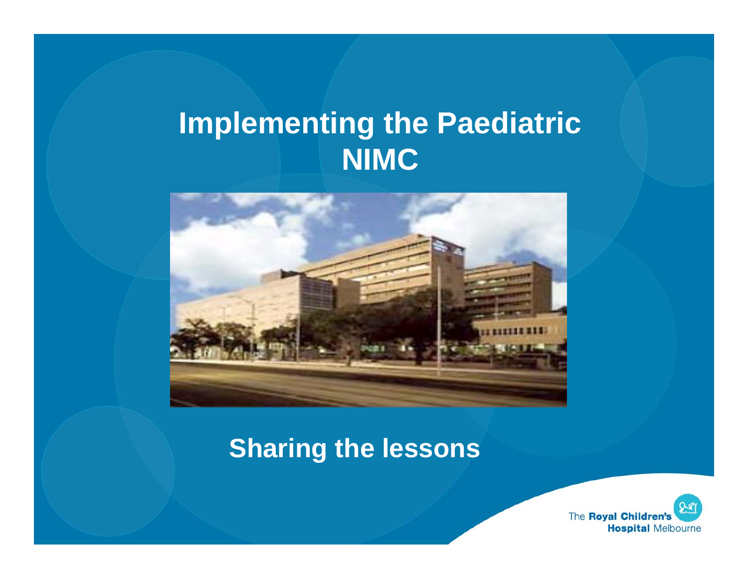# Implementing the Paediatric NIMC

## Sharing the lessons

The Royal Children's Hospital Melbourne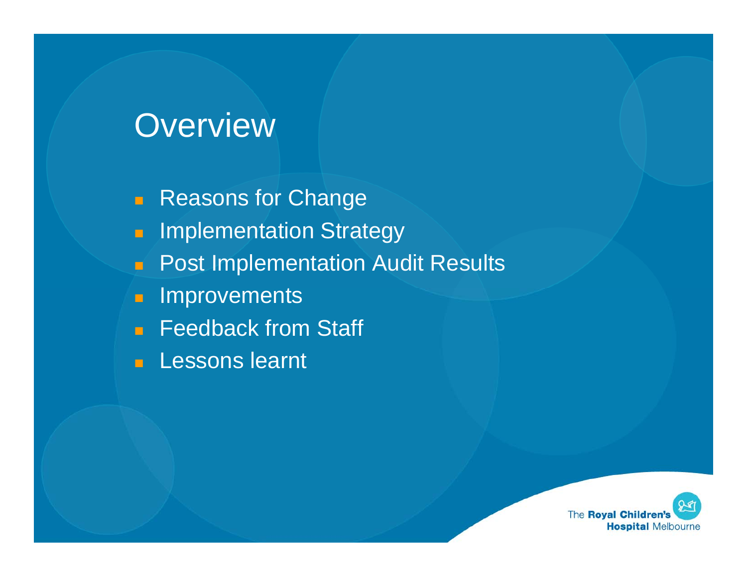# Overview

- Reasons for Change
- Implementation Strategy
- Post Implementation Audit Results
- Improvements
- Feedback from Staff
- Lessons learnt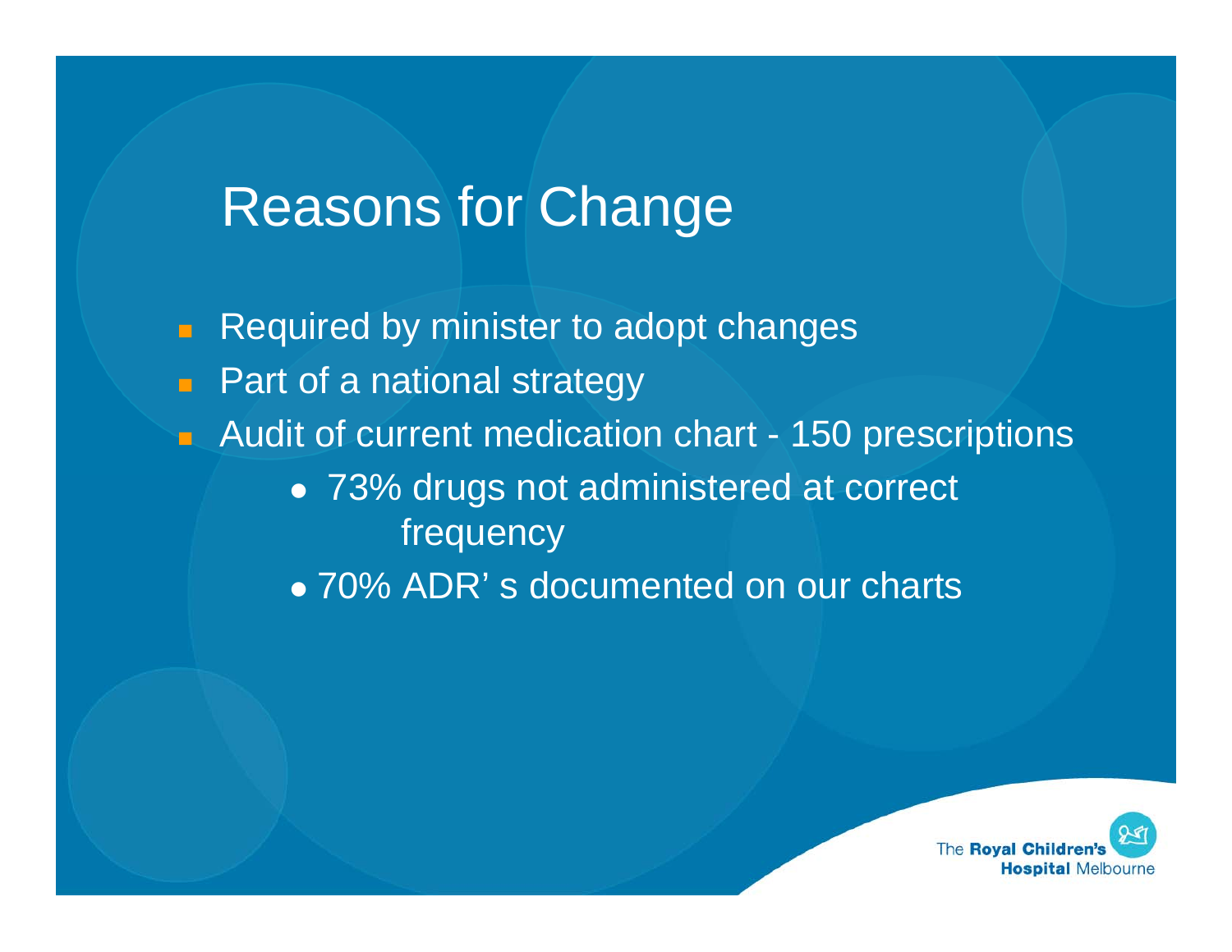# Reasons for Change

- Required by minister to adopt changes
- Part of a national strategy
- Audit of current medication chart - 150 prescriptions
  - 73% drugs not administered at correct frequency
  - 70% ADR' s documented on our charts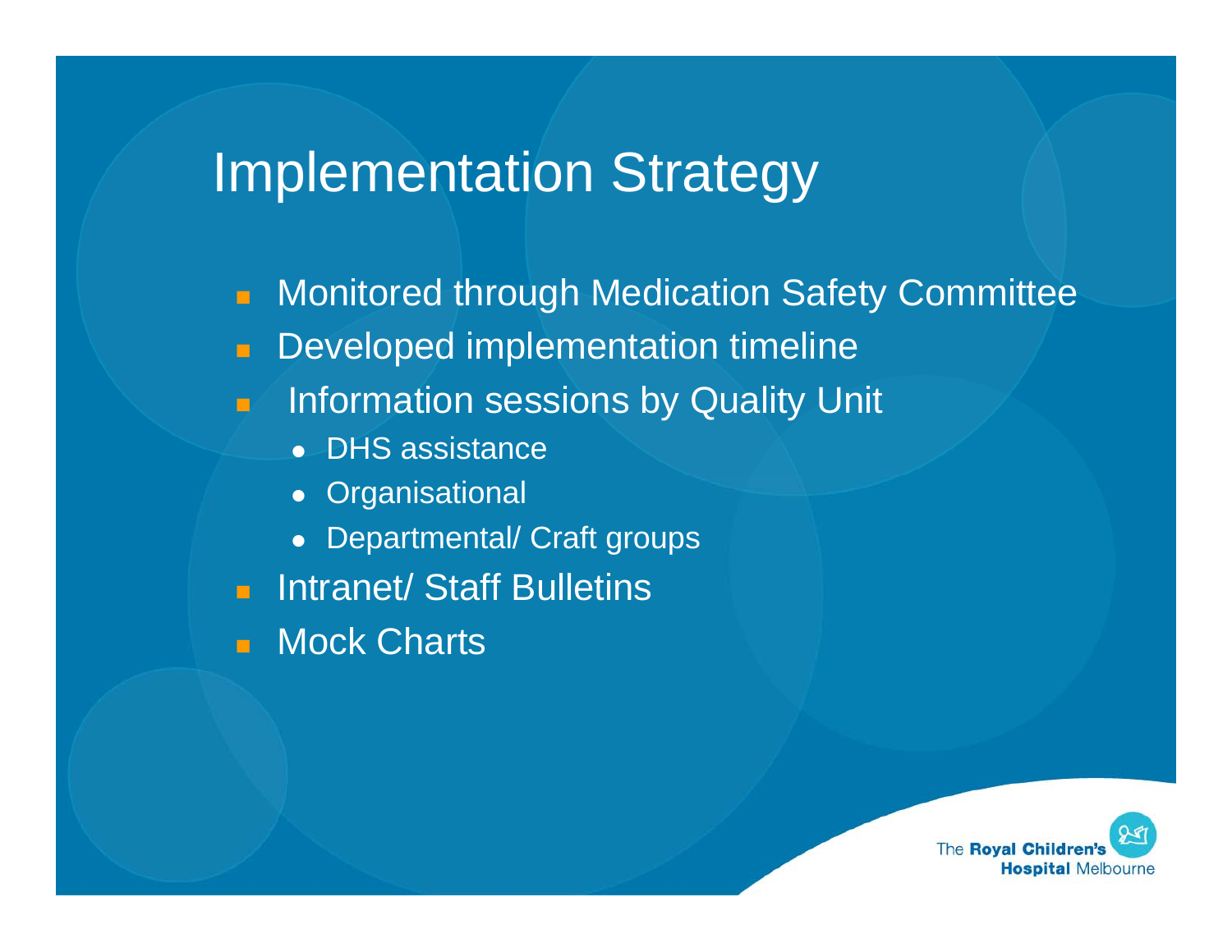# Implementation Strategy

- Monitored through Medication Safety Committee
- Developed implementation timeline
- Information sessions by Quality Unit
  - DHS assistance
  - Organisational
  - Departmental/ Craft groups
- Intranet/ Staff Bulletins
- Mock Charts

The **Royal Children's Hospital** Melbourne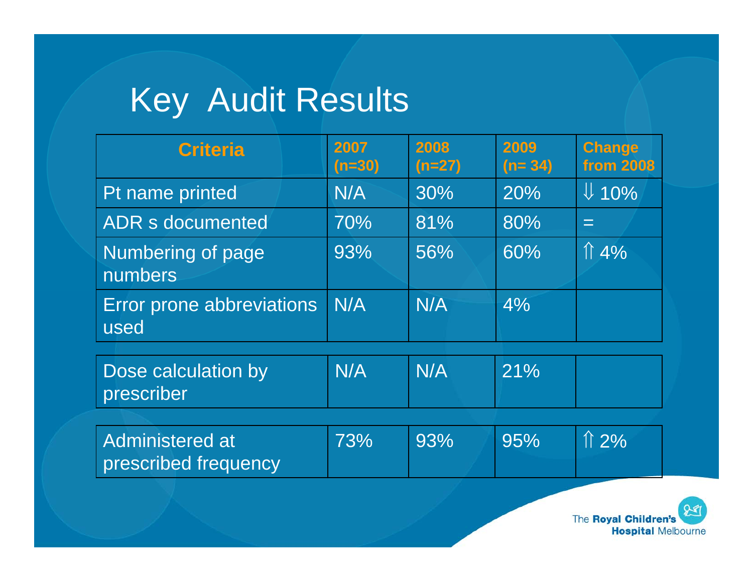# Key Audit Results

| Criteria | 2007 (n=30) | 2008 (n=27) | 2009 (n= 34) | Change from 2008 |
|---|---|---|---|---|
| Pt name printed | N/A | 30% | 20% | ⇓ 10% |
| ADR s documented | 70% | 81% | 80% | = |
| Numbering of page numbers | 93% | 56% | 60% | ⇑ 4% |
| Error prone abbreviations used | N/A | N/A | 4% | |
| Dose calculation by prescriber | N/A | N/A | 21% | |
| Administered at prescribed frequency | 73% | 93% | 95% | ⇑ 2% |

The Royal Children's Hospital Melbourne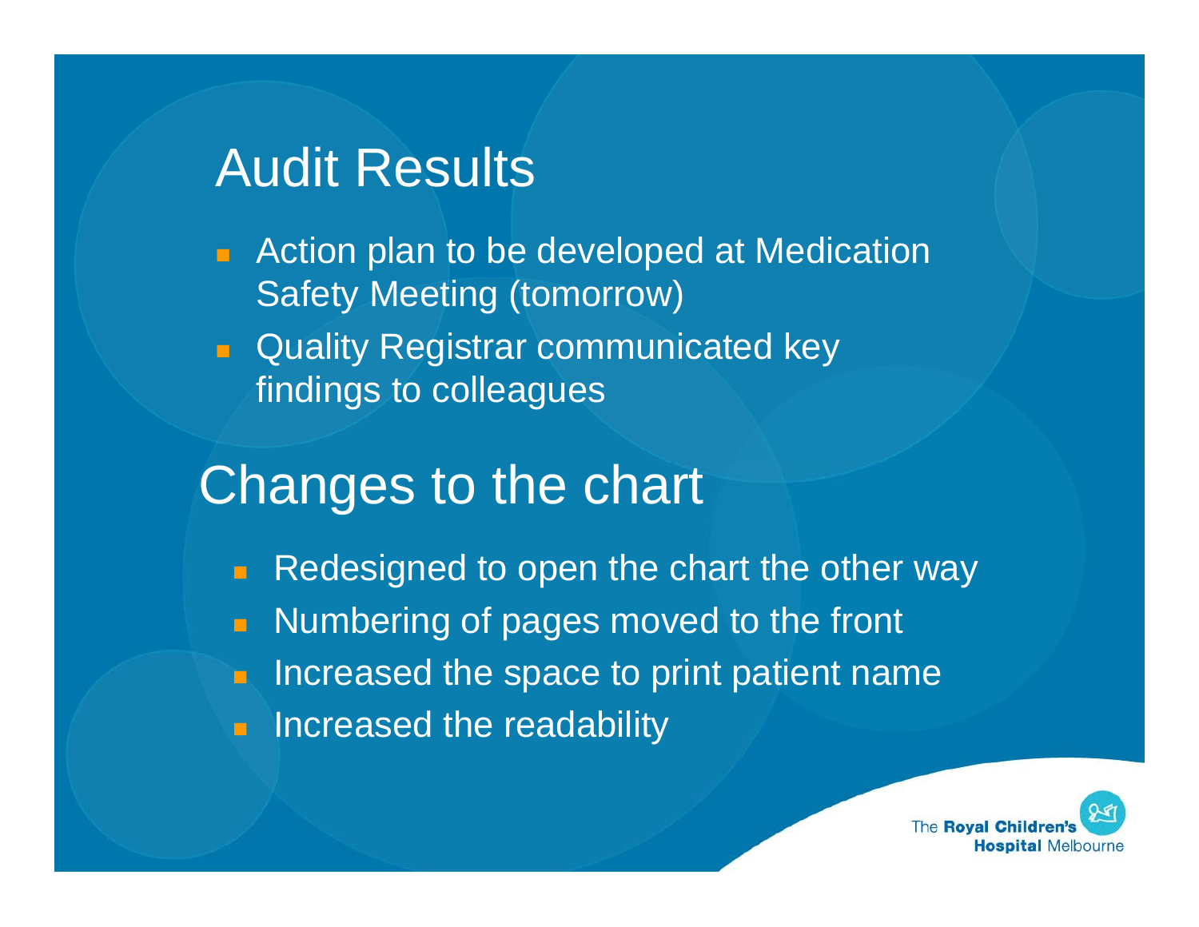## Audit Results

- Action plan to be developed at Medication Safety Meeting (tomorrow)
- Quality Registrar communicated key findings to colleagues

## Changes to the chart

- Redesigned to open the chart the other way
- Numbering of pages moved to the front
- Increased the space to print patient name
- Increased the readability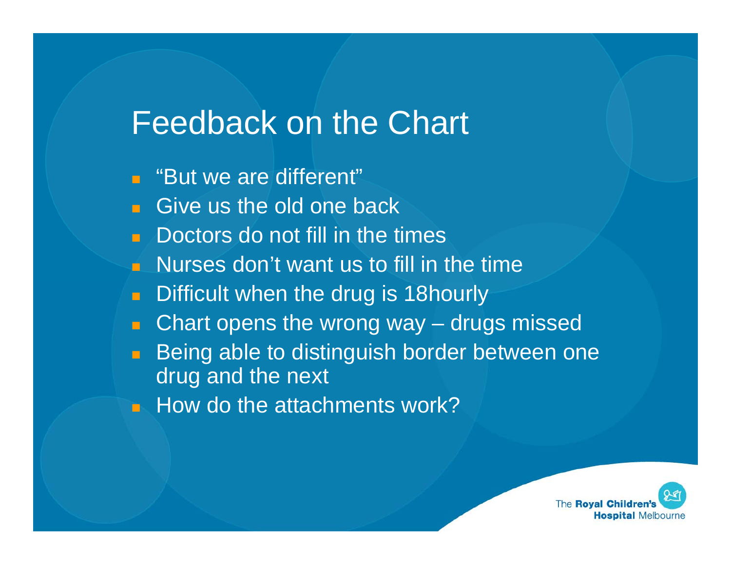# Feedback on the Chart

- "But we are different"
- Give us the old one back
- Doctors do not fill in the times
- Nurses don't want us to fill in the time
- Difficult when the drug is 18hourly
- Chart opens the wrong way – drugs missed
- Being able to distinguish border between one drug and the next
- How do the attachments work?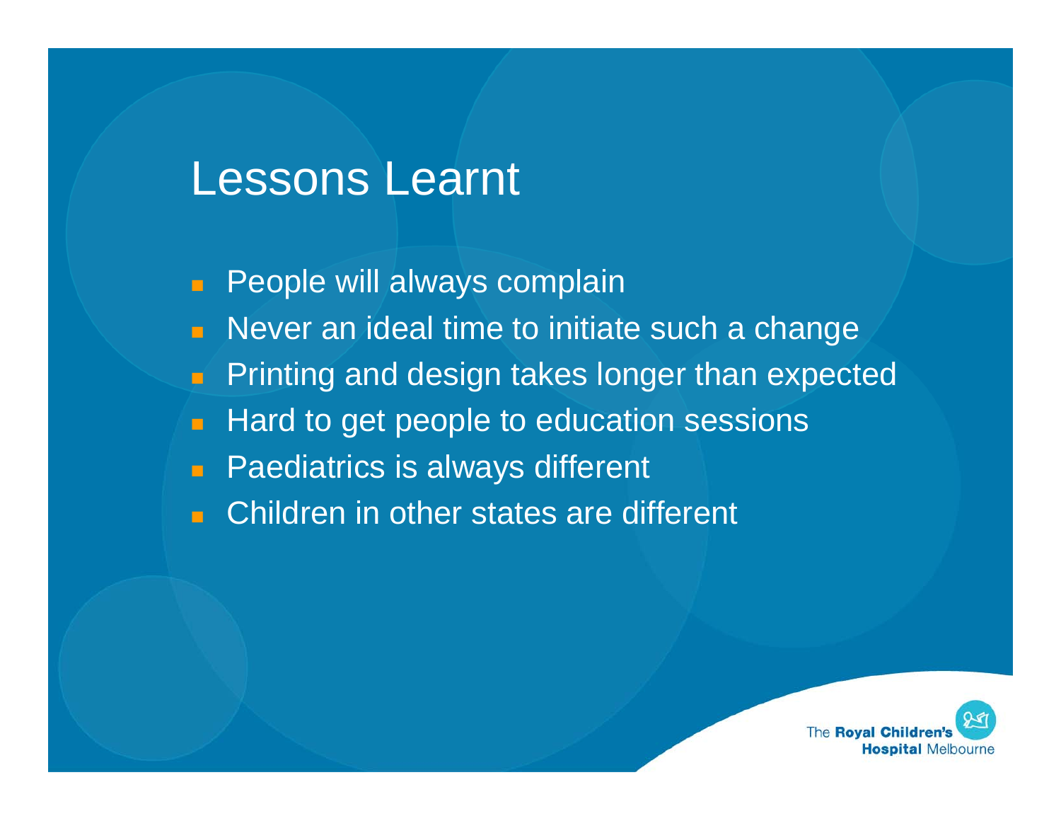# Lessons Learnt

- People will always complain
- Never an ideal time to initiate such a change
- Printing and design takes longer than expected
- Hard to get people to education sessions
- Paediatrics is always different
- Children in other states are different

The Royal Children's Hospital Melbourne